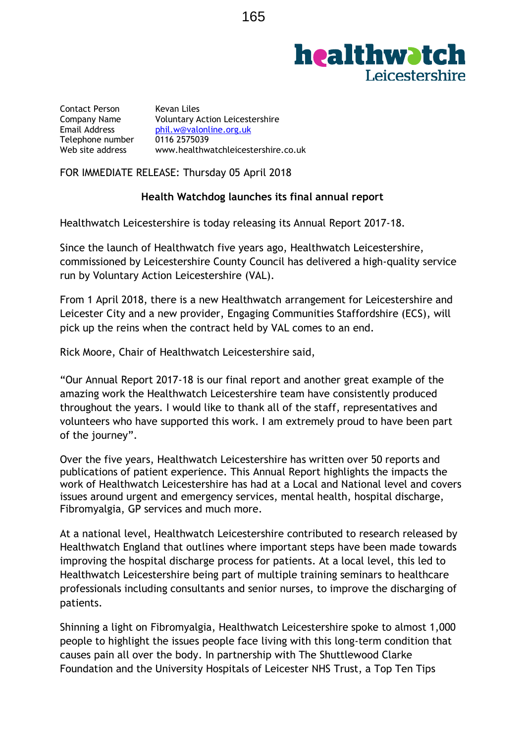healthwatch Leicestershire

| | |
|---|---|
| Contact Person | Kevan Liles |
| Company Name | Voluntary Action Leicestershire |
| Email Address | phil.w@valonline.org.uk |
| Telephone number | 0116 2575039 |
| Web site address | www.healthwatchleicestershire.co.uk |

FOR IMMEDIATE RELEASE: Thursday 05 April 2018

**Health Watchdog launches its final annual report**

Healthwatch Leicestershire is today releasing its Annual Report 2017-18.

Since the launch of Healthwatch five years ago, Healthwatch Leicestershire, commissioned by Leicestershire County Council has delivered a high-quality service run by Voluntary Action Leicestershire (VAL).

From 1 April 2018, there is a new Healthwatch arrangement for Leicestershire and Leicester City and a new provider, Engaging Communities Staffordshire (ECS), will pick up the reins when the contract held by VAL comes to an end.

Rick Moore, Chair of Healthwatch Leicestershire said,

"Our Annual Report 2017-18 is our final report and another great example of the amazing work the Healthwatch Leicestershire team have consistently produced throughout the years. I would like to thank all of the staff, representatives and volunteers who have supported this work. I am extremely proud to have been part of the journey".

Over the five years, Healthwatch Leicestershire has written over 50 reports and publications of patient experience. This Annual Report highlights the impacts the work of Healthwatch Leicestershire has had at a Local and National level and covers issues around urgent and emergency services, mental health, hospital discharge, Fibromyalgia, GP services and much more.

At a national level, Healthwatch Leicestershire contributed to research released by Healthwatch England that outlines where important steps have been made towards improving the hospital discharge process for patients. At a local level, this led to Healthwatch Leicestershire being part of multiple training seminars to healthcare professionals including consultants and senior nurses, to improve the discharging of patients.

Shinning a light on Fibromyalgia, Healthwatch Leicestershire spoke to almost 1,000 people to highlight the issues people face living with this long-term condition that causes pain all over the body. In partnership with The Shuttlewood Clarke Foundation and the University Hospitals of Leicester NHS Trust, a Top Ten Tips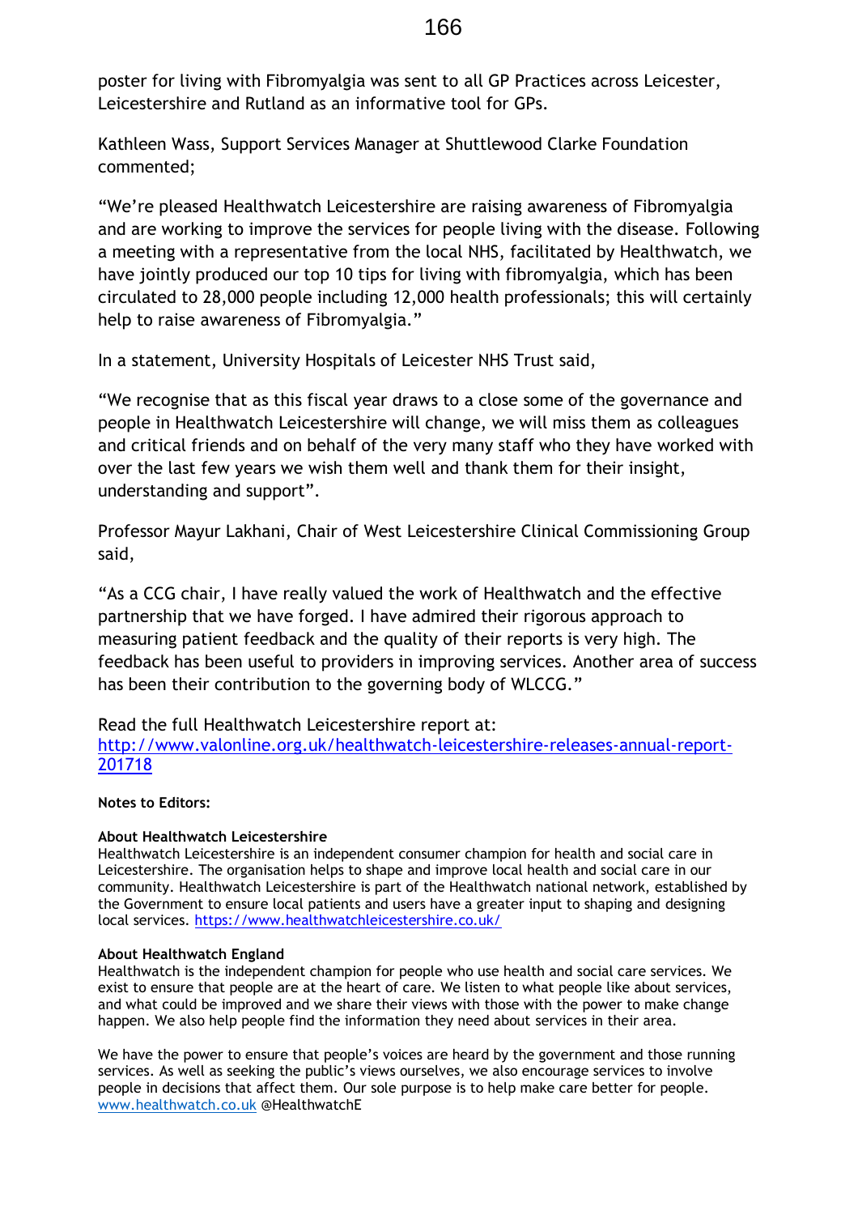poster for living with Fibromyalgia was sent to all GP Practices across Leicester, Leicestershire and Rutland as an informative tool for GPs.

Kathleen Wass, Support Services Manager at Shuttlewood Clarke Foundation commented;

"We're pleased Healthwatch Leicestershire are raising awareness of Fibromyalgia and are working to improve the services for people living with the disease. Following a meeting with a representative from the local NHS, facilitated by Healthwatch, we have jointly produced our top 10 tips for living with fibromyalgia, which has been circulated to 28,000 people including 12,000 health professionals; this will certainly help to raise awareness of Fibromyalgia."

In a statement, University Hospitals of Leicester NHS Trust said,

"We recognise that as this fiscal year draws to a close some of the governance and people in Healthwatch Leicestershire will change, we will miss them as colleagues and critical friends and on behalf of the very many staff who they have worked with over the last few years we wish them well and thank them for their insight, understanding and support".

Professor Mayur Lakhani, Chair of West Leicestershire Clinical Commissioning Group said,

"As a CCG chair, I have really valued the work of Healthwatch and the effective partnership that we have forged. I have admired their rigorous approach to measuring patient feedback and the quality of their reports is very high. The feedback has been useful to providers in improving services. Another area of success has been their contribution to the governing body of WLCCG."

Read the full Healthwatch Leicestershire report at:
http://www.valonline.org.uk/healthwatch-leicestershire-releases-annual-report-201718

**Notes to Editors:**

**About Healthwatch Leicestershire**
Healthwatch Leicestershire is an independent consumer champion for health and social care in Leicestershire. The organisation helps to shape and improve local health and social care in our community. Healthwatch Leicestershire is part of the Healthwatch national network, established by the Government to ensure local patients and users have a greater input to shaping and designing local services. https://www.healthwatchleicestershire.co.uk/

**About Healthwatch England**
Healthwatch is the independent champion for people who use health and social care services. We exist to ensure that people are at the heart of care. We listen to what people like about services, and what could be improved and we share their views with those with the power to make change happen. We also help people find the information they need about services in their area.

We have the power to ensure that people's voices are heard by the government and those running services. As well as seeking the public's views ourselves, we also encourage services to involve people in decisions that affect them. Our sole purpose is to help make care better for people. www.healthwatch.co.uk @HealthwatchE